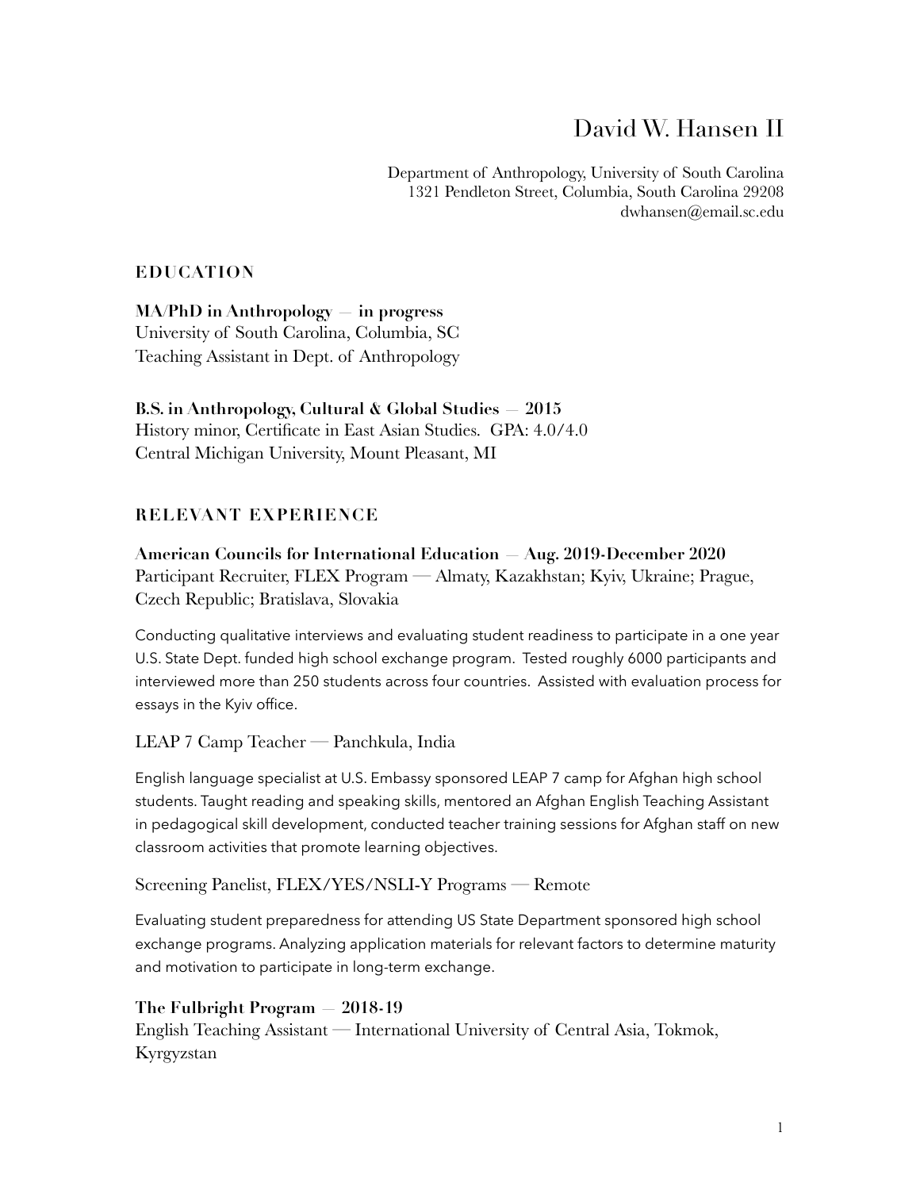# David W. Hansen II

Department of Anthropology, University of South Carolina
1321 Pendleton Street, Columbia, South Carolina 29208
dwhansen@email.sc.edu

## EDUCATION

**MA/PhD in Anthropology — in progress**
University of South Carolina, Columbia, SC
Teaching Assistant in Dept. of Anthropology

**B.S. in Anthropology, Cultural & Global Studies — 2015**
History minor, Certificate in East Asian Studies. GPA: 4.0/4.0
Central Michigan University, Mount Pleasant, MI

## RELEVANT EXPERIENCE

**American Councils for International Education — Aug. 2019-December 2020**
Participant Recruiter, FLEX Program — Almaty, Kazakhstan; Kyiv, Ukraine; Prague, Czech Republic; Bratislava, Slovakia

Conducting qualitative interviews and evaluating student readiness to participate in a one year U.S. State Dept. funded high school exchange program. Tested roughly 6000 participants and interviewed more than 250 students across four countries. Assisted with evaluation process for essays in the Kyiv office.

LEAP 7 Camp Teacher — Panchkula, India

English language specialist at U.S. Embassy sponsored LEAP 7 camp for Afghan high school students. Taught reading and speaking skills, mentored an Afghan English Teaching Assistant in pedagogical skill development, conducted teacher training sessions for Afghan staff on new classroom activities that promote learning objectives.

Screening Panelist, FLEX/YES/NSLI-Y Programs — Remote

Evaluating student preparedness for attending US State Department sponsored high school exchange programs. Analyzing application materials for relevant factors to determine maturity and motivation to participate in long-term exchange.

**The Fulbright Program — 2018-19**
English Teaching Assistant — International University of Central Asia, Tokmok, Kyrgyzstan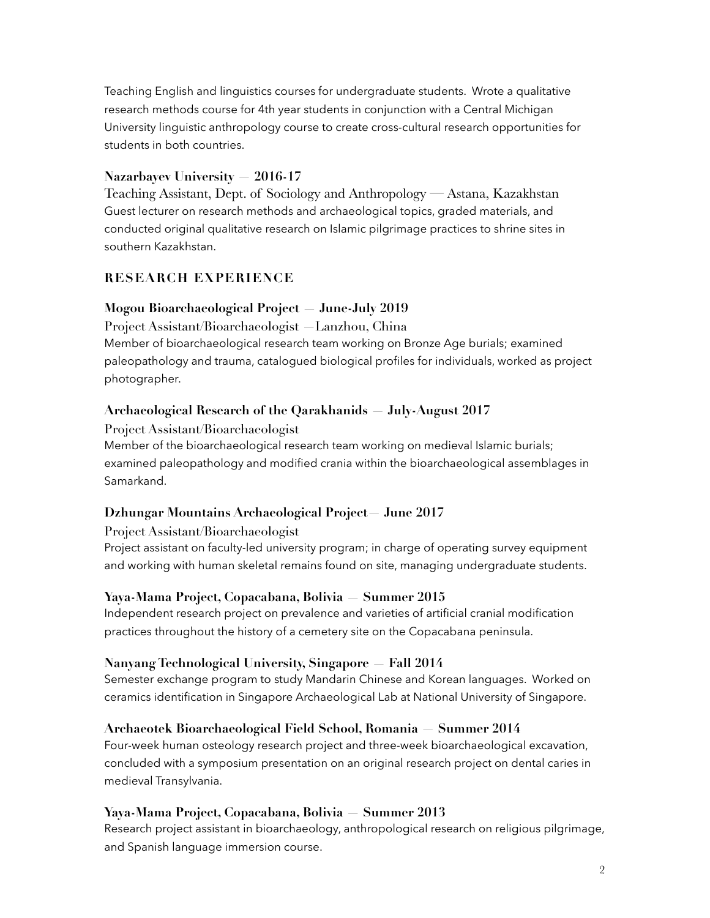Teaching English and linguistics courses for undergraduate students. Wrote a qualitative research methods course for 4th year students in conjunction with a Central Michigan University linguistic anthropology course to create cross-cultural research opportunities for students in both countries.

### Nazarbayev University — 2016-17

Teaching Assistant, Dept. of Sociology and Anthropology — Astana, Kazakhstan

Guest lecturer on research methods and archaeological topics, graded materials, and conducted original qualitative research on Islamic pilgrimage practices to shrine sites in southern Kazakhstan.

## RESEARCH EXPERIENCE

### Mogou Bioarchaeological Project — June-July 2019

Project Assistant/Bioarchaeologist — Lanzhou, China

Member of bioarchaeological research team working on Bronze Age burials; examined paleopathology and trauma, catalogued biological profiles for individuals, worked as project photographer.

### Archaeological Research of the Qarakhanids — July-August 2017

Project Assistant/Bioarchaeologist

Member of the bioarchaeological research team working on medieval Islamic burials; examined paleopathology and modified crania within the bioarchaeological assemblages in Samarkand.

### Dzhungar Mountains Archaeological Project— June 2017

Project Assistant/Bioarchaeologist

Project assistant on faculty-led university program; in charge of operating survey equipment and working with human skeletal remains found on site, managing undergraduate students.

### Yaya-Mama Project, Copacabana, Bolivia — Summer 2015

Independent research project on prevalence and varieties of artificial cranial modification practices throughout the history of a cemetery site on the Copacabana peninsula.

### Nanyang Technological University, Singapore — Fall 2014

Semester exchange program to study Mandarin Chinese and Korean languages. Worked on ceramics identification in Singapore Archaeological Lab at National University of Singapore.

### Archaeotek Bioarchaeological Field School, Romania — Summer 2014

Four-week human osteology research project and three-week bioarchaeological excavation, concluded with a symposium presentation on an original research project on dental caries in medieval Transylvania.

### Yaya-Mama Project, Copacabana, Bolivia — Summer 2013

Research project assistant in bioarchaeology, anthropological research on religious pilgrimage, and Spanish language immersion course.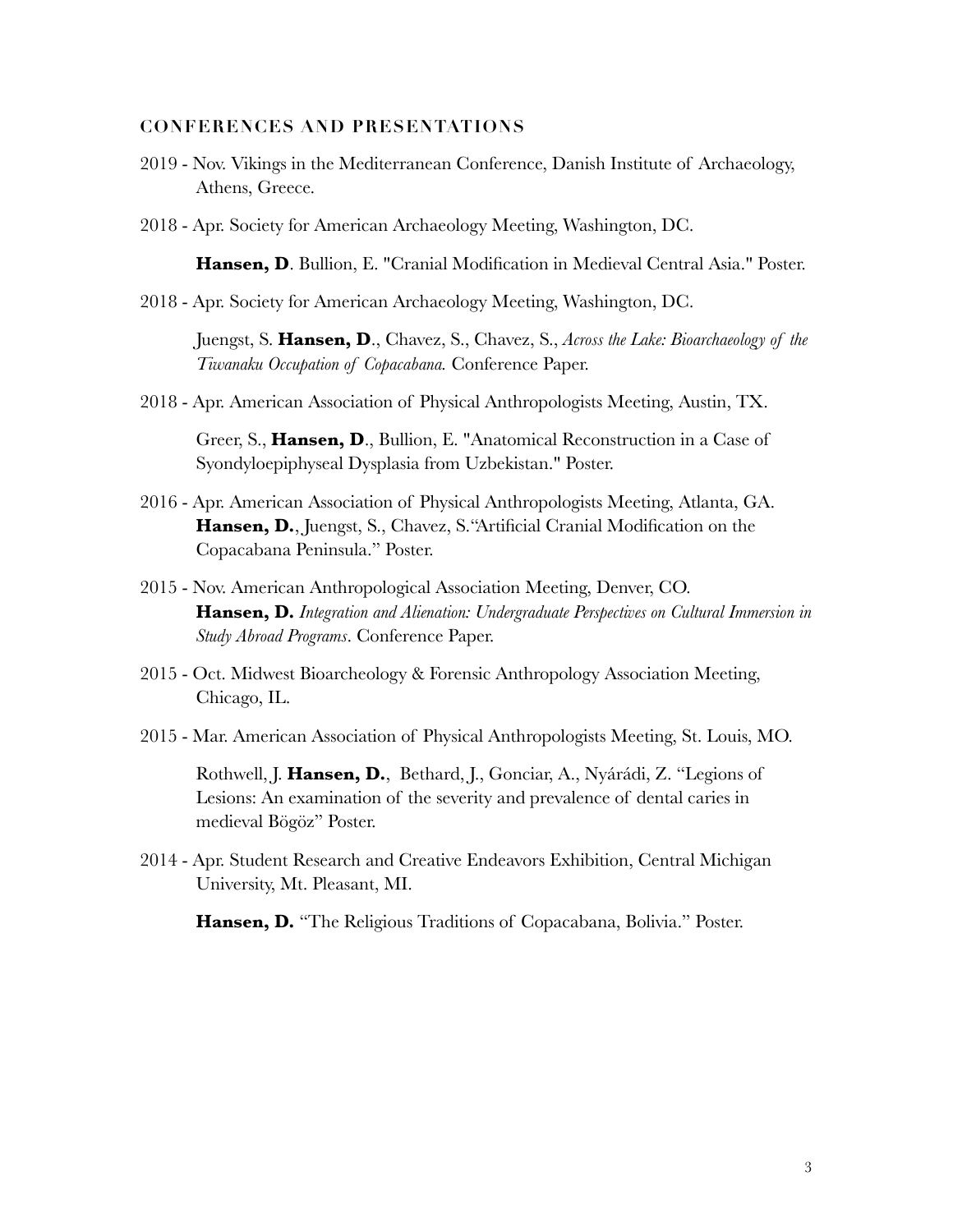## CONFERENCES AND PRESENTATIONS

2019 - Nov. Vikings in the Mediterranean Conference, Danish Institute of Archaeology, Athens, Greece.

2018 - Apr. Society for American Archaeology Meeting, Washington, DC.

> **Hansen, D**. Bullion, E. "Cranial Modification in Medieval Central Asia." Poster.

2018 - Apr. Society for American Archaeology Meeting, Washington, DC.

> Juengst, S. **Hansen, D**., Chavez, S., Chavez, S., *Across the Lake: Bioarchaeology of the Tiwanaku Occupation of Copacabana.* Conference Paper.

2018 - Apr. American Association of Physical Anthropologists Meeting, Austin, TX.

> Greer, S., **Hansen, D**., Bullion, E. "Anatomical Reconstruction in a Case of Syondyloepiphyseal Dysplasia from Uzbekistan." Poster.

2016 - Apr. American Association of Physical Anthropologists Meeting, Atlanta, GA. **Hansen, D.**, Juengst, S., Chavez, S."Artificial Cranial Modification on the Copacabana Peninsula." Poster.

2015 - Nov. American Anthropological Association Meeting, Denver, CO. **Hansen, D.** *Integration and Alienation: Undergraduate Perspectives on Cultural Immersion in Study Abroad Programs*. Conference Paper.

2015 - Oct. Midwest Bioarcheology & Forensic Anthropology Association Meeting, Chicago, IL.

2015 - Mar. American Association of Physical Anthropologists Meeting, St. Louis, MO.

> Rothwell, J. **Hansen, D.**, Bethard, J., Gonciar, A., Nyárádi, Z. "Legions of Lesions: An examination of the severity and prevalence of dental caries in medieval Bögöz" Poster.

2014 - Apr. Student Research and Creative Endeavors Exhibition, Central Michigan University, Mt. Pleasant, MI.

> **Hansen, D.** "The Religious Traditions of Copacabana, Bolivia." Poster.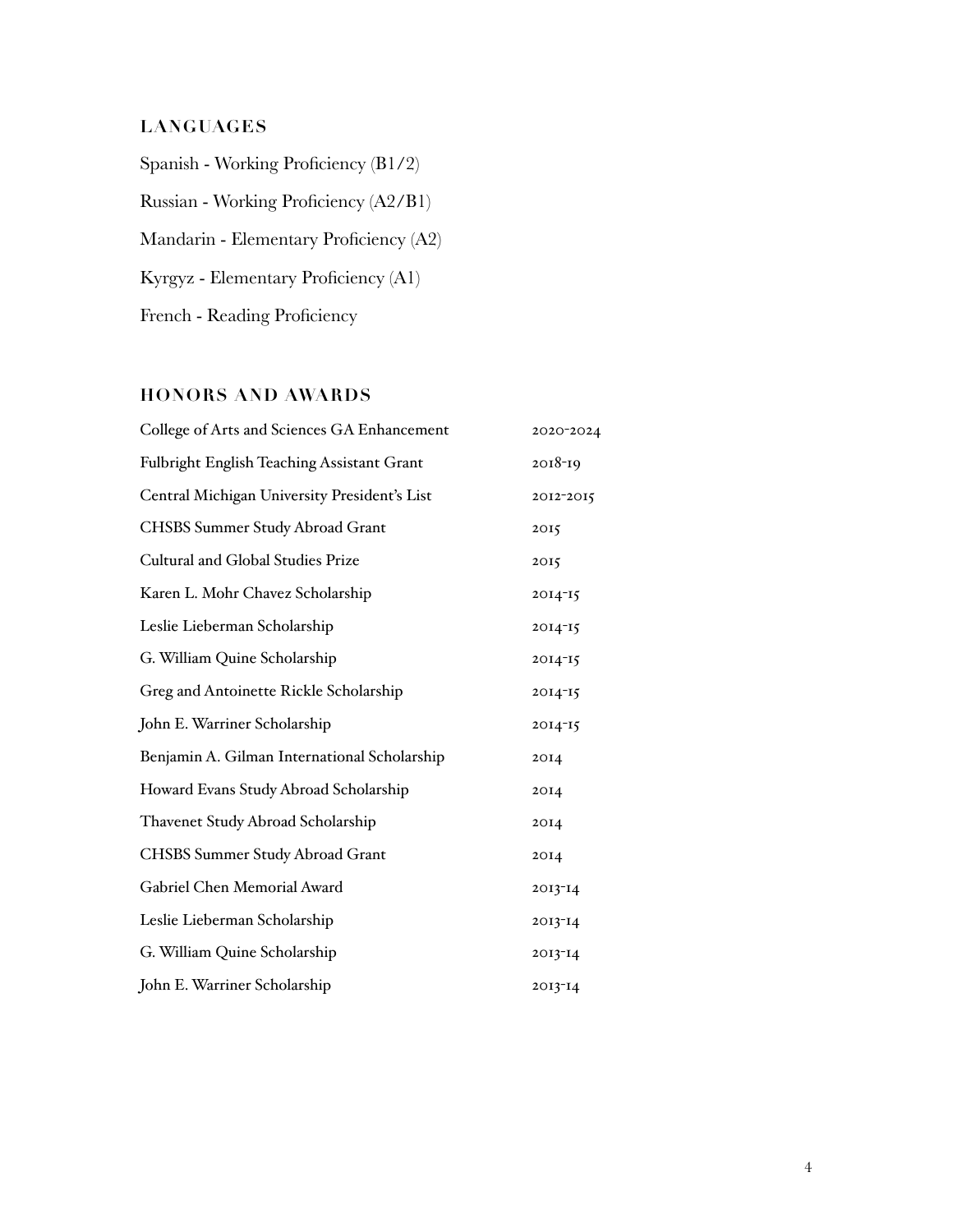## LANGUAGES

Spanish - Working Proficiency (B1/2)

Russian - Working Proficiency (A2/B1)

Mandarin - Elementary Proficiency (A2)

Kyrgyz - Elementary Proficiency (A1)

French - Reading Proficiency

## HONORS AND AWARDS

| | |
|---|---|
| College of Arts and Sciences GA Enhancement | 2020-2024 |
| Fulbright English Teaching Assistant Grant | 2018-19 |
| Central Michigan University President's List | 2012-2015 |
| CHSBS Summer Study Abroad Grant | 2015 |
| Cultural and Global Studies Prize | 2015 |
| Karen L. Mohr Chavez Scholarship | 2014-15 |
| Leslie Lieberman Scholarship | 2014-15 |
| G. William Quine Scholarship | 2014-15 |
| Greg and Antoinette Rickle Scholarship | 2014-15 |
| John E. Warriner Scholarship | 2014-15 |
| Benjamin A. Gilman International Scholarship | 2014 |
| Howard Evans Study Abroad Scholarship | 2014 |
| Thavenet Study Abroad Scholarship | 2014 |
| CHSBS Summer Study Abroad Grant | 2014 |
| Gabriel Chen Memorial Award | 2013-14 |
| Leslie Lieberman Scholarship | 2013-14 |
| G. William Quine Scholarship | 2013-14 |
| John E. Warriner Scholarship | 2013-14 |